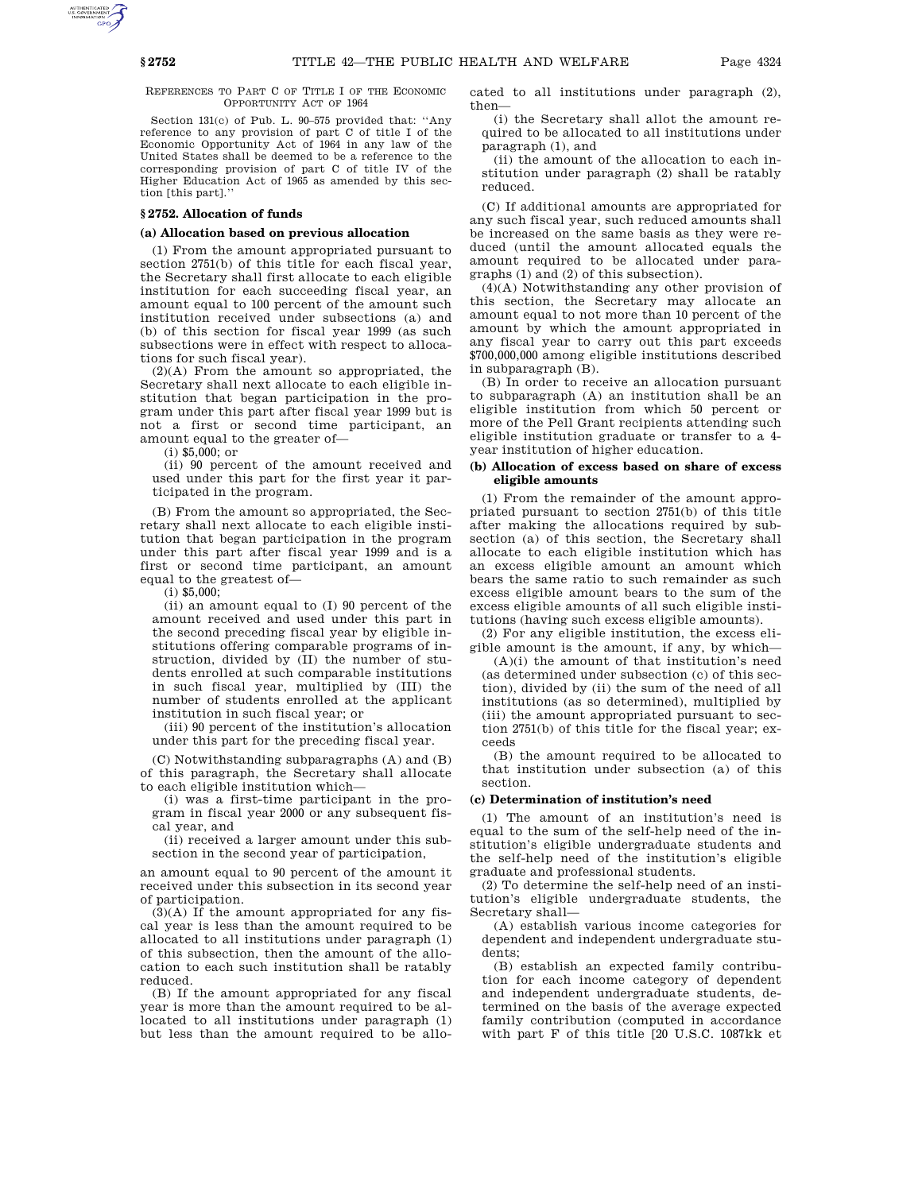REFERENCES TO PART C OF TITLE I OF THE ECONOMIC OPPORTUNITY ACT OF 1964

Section 131(c) of Pub. L. 90–575 provided that: "Any reference to any provision of part C of title I of the Economic Opportunity Act of 1964 in any law of the United States shall be deemed to be a reference to the corresponding provision of part C of title IV of the Higher Education Act of 1965 as amended by this section [this part]."

### § 2752. Allocation of funds

#### (a) Allocation based on previous allocation

(1) From the amount appropriated pursuant to section 2751(b) of this title for each fiscal year, the Secretary shall first allocate to each eligible institution for each succeeding fiscal year, an amount equal to 100 percent of the amount such institution received under subsections (a) and (b) of this section for fiscal year 1999 (as such subsections were in effect with respect to allocations for such fiscal year).

(2)(A) From the amount so appropriated, the Secretary shall next allocate to each eligible institution that began participation in the program under this part after fiscal year 1999 but is not a first or second time participant, an amount equal to the greater of—

(i) $5,000; or

(ii) 90 percent of the amount received and used under this part for the first year it participated in the program.

(B) From the amount so appropriated, the Secretary shall next allocate to each eligible institution that began participation in the program under this part after fiscal year 1999 and is a first or second time participant, an amount equal to the greatest of—

(i) $5,000;

(ii) an amount equal to (I) 90 percent of the amount received and used under this part in the second preceding fiscal year by eligible institutions offering comparable programs of instruction, divided by (II) the number of students enrolled at such comparable institutions in such fiscal year, multiplied by (III) the number of students enrolled at the applicant institution in such fiscal year; or

(iii) 90 percent of the institution's allocation under this part for the preceding fiscal year.

(C) Notwithstanding subparagraphs (A) and (B) of this paragraph, the Secretary shall allocate to each eligible institution which—

(i) was a first-time participant in the program in fiscal year 2000 or any subsequent fiscal year, and

(ii) received a larger amount under this subsection in the second year of participation,

an amount equal to 90 percent of the amount it received under this subsection in its second year of participation.

(3)(A) If the amount appropriated for any fiscal year is less than the amount required to be allocated to all institutions under paragraph (1) of this subsection, then the amount of the allocation to each such institution shall be ratably reduced.

(B) If the amount appropriated for any fiscal year is more than the amount required to be allocated to all institutions under paragraph (1) but less than the amount required to be allocated to all institutions under paragraph (2), then—

(i) the Secretary shall allot the amount required to be allocated to all institutions under paragraph (1), and

(ii) the amount of the allocation to each institution under paragraph (2) shall be ratably reduced.

(C) If additional amounts are appropriated for any such fiscal year, such reduced amounts shall be increased on the same basis as they were reduced (until the amount allocated equals the amount required to be allocated under paragraphs (1) and (2) of this subsection).

(4)(A) Notwithstanding any other provision of this section, the Secretary may allocate an amount equal to not more than 10 percent of the amount by which the amount appropriated in any fiscal year to carry out this part exceeds $700,000,000 among eligible institutions described in subparagraph (B).

(B) In order to receive an allocation pursuant to subparagraph (A) an institution shall be an eligible institution from which 50 percent or more of the Pell Grant recipients attending such eligible institution graduate or transfer to a 4-year institution of higher education.

#### (b) Allocation of excess based on share of excess eligible amounts

(1) From the remainder of the amount appropriated pursuant to section 2751(b) of this title after making the allocations required by subsection (a) of this section, the Secretary shall allocate to each eligible institution which has an excess eligible amount an amount which bears the same ratio to such remainder as such excess eligible amount bears to the sum of the excess eligible amounts of all such eligible institutions (having such excess eligible amounts).

(2) For any eligible institution, the excess eligible amount is the amount, if any, by which—

(A)(i) the amount of that institution's need (as determined under subsection (c) of this section), divided by (ii) the sum of the need of all institutions (as so determined), multiplied by (iii) the amount appropriated pursuant to section 2751(b) of this title for the fiscal year; exceeds

(B) the amount required to be allocated to that institution under subsection (a) of this section.

#### (c) Determination of institution's need

(1) The amount of an institution's need is equal to the sum of the self-help need of the institution's eligible undergraduate students and the self-help need of the institution's eligible graduate and professional students.

(2) To determine the self-help need of an institution's eligible undergraduate students, the Secretary shall—

(A) establish various income categories for dependent and independent undergraduate students;

(B) establish an expected family contribution for each income category of dependent and independent undergraduate students, determined on the basis of the average expected family contribution (computed in accordance with part F of this title [20 U.S.C. 1087kk et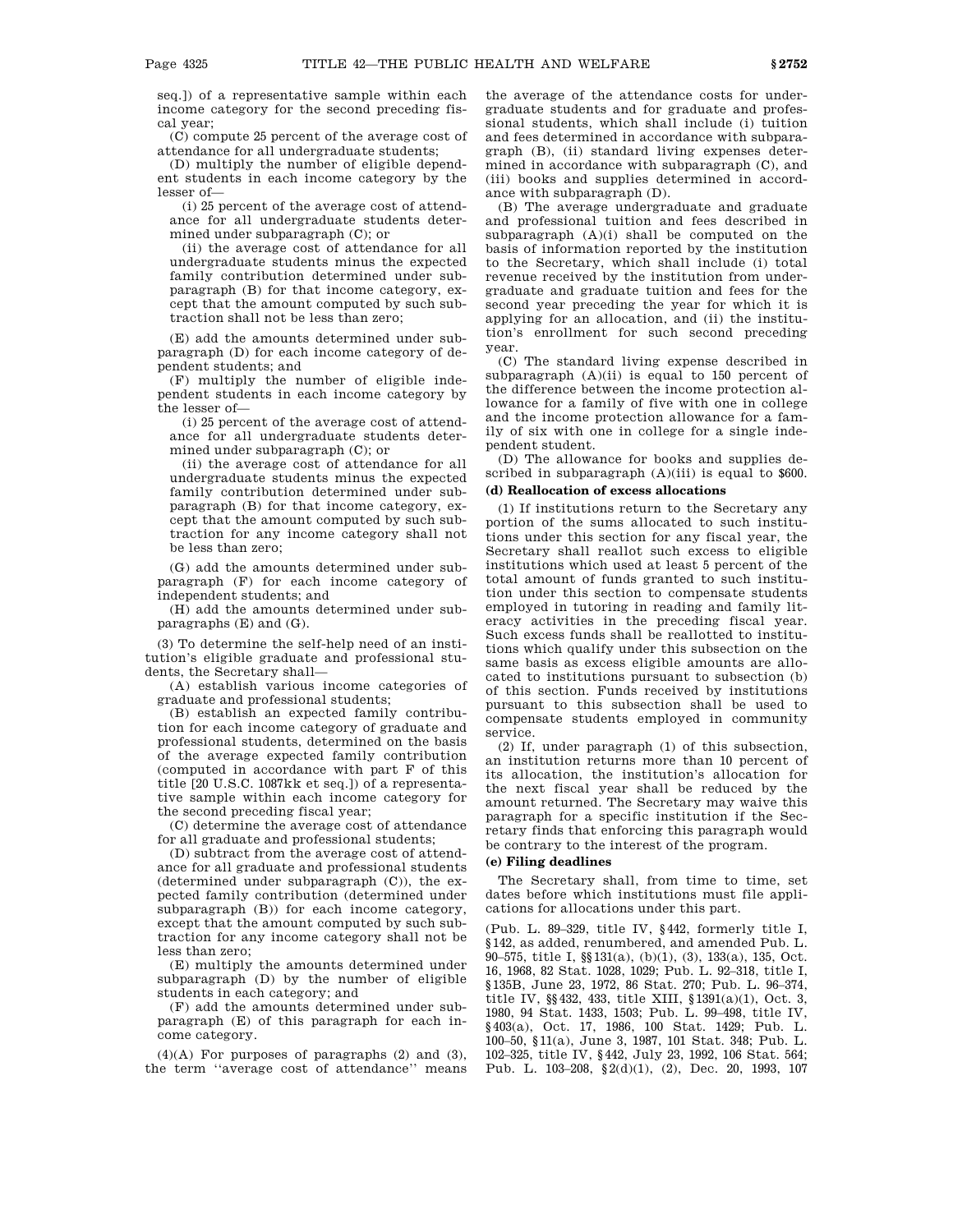seq.]) of a representative sample within each income category for the second preceding fiscal year;

(C) compute 25 percent of the average cost of attendance for all undergraduate students;

(D) multiply the number of eligible dependent students in each income category by the lesser of—

(i) 25 percent of the average cost of attendance for all undergraduate students determined under subparagraph (C); or

(ii) the average cost of attendance for all undergraduate students minus the expected family contribution determined under subparagraph (B) for that income category, except that the amount computed by such subtraction shall not be less than zero;

(E) add the amounts determined under subparagraph (D) for each income category of dependent students; and

(F) multiply the number of eligible independent students in each income category by the lesser of—

(i) 25 percent of the average cost of attendance for all undergraduate students determined under subparagraph (C); or

(ii) the average cost of attendance for all undergraduate students minus the expected family contribution determined under subparagraph (B) for that income category, except that the amount computed by such subtraction for any income category shall not be less than zero;

(G) add the amounts determined under subparagraph (F) for each income category of independent students; and

(H) add the amounts determined under subparagraphs (E) and (G).

(3) To determine the self-help need of an institution's eligible graduate and professional students, the Secretary shall—

(A) establish various income categories of graduate and professional students;

(B) establish an expected family contribution for each income category of graduate and professional students, determined on the basis of the average expected family contribution (computed in accordance with part F of this title [20 U.S.C. 1087kk et seq.]) of a representative sample within each income category for the second preceding fiscal year;

(C) determine the average cost of attendance for all graduate and professional students;

(D) subtract from the average cost of attendance for all graduate and professional students (determined under subparagraph (C)), the expected family contribution (determined under subparagraph (B)) for each income category, except that the amount computed by such subtraction for any income category shall not be less than zero;

(E) multiply the amounts determined under subparagraph (D) by the number of eligible students in each category; and

(F) add the amounts determined under subparagraph (E) of this paragraph for each income category.

(4)(A) For purposes of paragraphs (2) and (3), the term "average cost of attendance" means the average of the attendance costs for undergraduate students and for graduate and professional students, which shall include (i) tuition and fees determined in accordance with subparagraph (B), (ii) standard living expenses determined in accordance with subparagraph (C), and (iii) books and supplies determined in accordance with subparagraph (D).

(B) The average undergraduate and graduate and professional tuition and fees described in subparagraph (A)(i) shall be computed on the basis of information reported by the institution to the Secretary, which shall include (i) total revenue received by the institution from undergraduate and graduate tuition and fees for the second year preceding the year for which it is applying for an allocation, and (ii) the institution's enrollment for such second preceding year.

(C) The standard living expense described in subparagraph (A)(ii) is equal to 150 percent of the difference between the income protection allowance for a family of five with one in college and the income protection allowance for a family of six with one in college for a single independent student.

(D) The allowance for books and supplies described in subparagraph (A)(iii) is equal to $600.

**(d) Reallocation of excess allocations**

(1) If institutions return to the Secretary any portion of the sums allocated to such institutions under this section for any fiscal year, the Secretary shall reallot such excess to eligible institutions which used at least 5 percent of the total amount of funds granted to such institution under this section to compensate students employed in tutoring in reading and family literacy activities in the preceding fiscal year. Such excess funds shall be reallotted to institutions which qualify under this subsection on the same basis as excess eligible amounts are allocated to institutions pursuant to subsection (b) of this section. Funds received by institutions pursuant to this subsection shall be used to compensate students employed in community service.

(2) If, under paragraph (1) of this subsection, an institution returns more than 10 percent of its allocation, the institution's allocation for the next fiscal year shall be reduced by the amount returned. The Secretary may waive this paragraph for a specific institution if the Secretary finds that enforcing this paragraph would be contrary to the interest of the program.

**(e) Filing deadlines**

The Secretary shall, from time to time, set dates before which institutions must file applications for allocations under this part.

(Pub. L. 89–329, title IV, §442, formerly title I, §142, as added, renumbered, and amended Pub. L. 90–575, title I, §§131(a), (b)(1), (3), 133(a), 135, Oct. 16, 1968, 82 Stat. 1028, 1029; Pub. L. 92–318, title I, §135B, June 23, 1972, 86 Stat. 270; Pub. L. 96–374, title IV, §§432, 433, title XIII, §1391(a)(1), Oct. 3, 1980, 94 Stat. 1433, 1503; Pub. L. 99–498, title IV, §403(a), Oct. 17, 1986, 100 Stat. 1429; Pub. L. 100–50, §11(a), June 3, 1987, 101 Stat. 348; Pub. L. 102–325, title IV, §442, July 23, 1992, 106 Stat. 564; Pub. L. 103–208, §2(d)(1), (2), Dec. 20, 1993, 107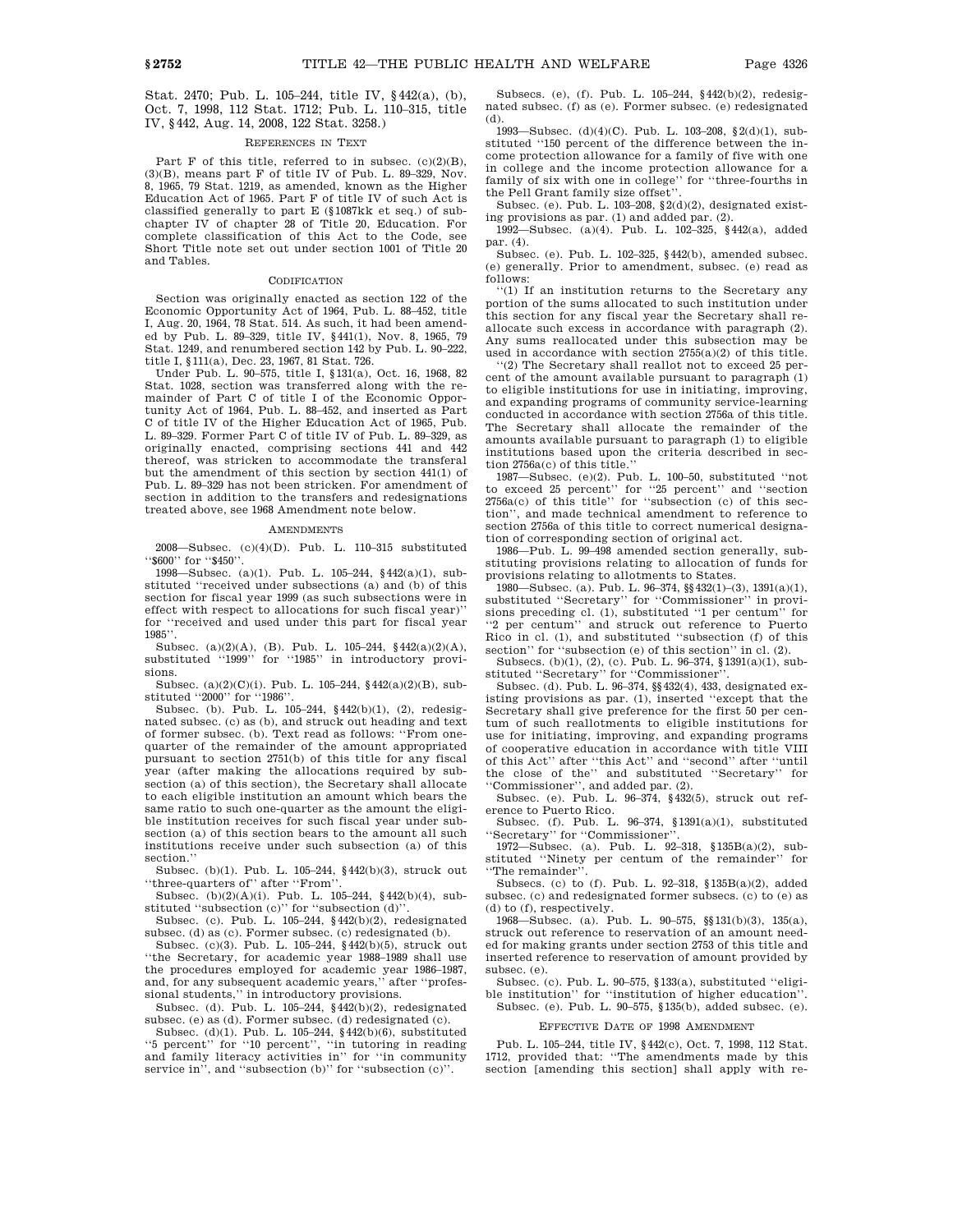Stat. 2470; Pub. L. 105–244, title IV, §442(a), (b), Oct. 7, 1998, 112 Stat. 1712; Pub. L. 110–315, title IV, §442, Aug. 14, 2008, 122 Stat. 3258.)

### REFERENCES IN TEXT

Part F of this title, referred to in subsec. (c)(2)(B), (3)(B), means part F of title IV of Pub. L. 89–329, Nov. 8, 1965, 79 Stat. 1219, as amended, known as the Higher Education Act of 1965. Part F of title IV of such Act is classified generally to part E (§1087kk et seq.) of subchapter IV of chapter 28 of Title 20, Education. For complete classification of this Act to the Code, see Short Title note set out under section 1001 of Title 20 and Tables.

### CODIFICATION

Section was originally enacted as section 122 of the Economic Opportunity Act of 1964, Pub. L. 88–452, title I, Aug. 20, 1964, 78 Stat. 514. As such, it had been amended by Pub. L. 89–329, title IV, §441(1), Nov. 8, 1965, 79 Stat. 1249, and renumbered section 142 by Pub. L. 90–222, title I, §111(a), Dec. 23, 1967, 81 Stat. 726.

Under Pub. L. 90–575, title I, §131(a), Oct. 16, 1968, 82 Stat. 1028, section was transferred along with the remainder of Part C of title I of the Economic Opportunity Act of 1964, Pub. L. 88–452, and inserted as Part C of title IV of the Higher Education Act of 1965, Pub. L. 89–329. Former Part C of title IV of Pub. L. 89–329, as originally enacted, comprising sections 441 and 442 thereof, was stricken to accommodate the transferal but the amendment of this section by section 441(1) of Pub. L. 89–329 has not been stricken. For amendment of section in addition to the transfers and redesignations treated above, see 1968 Amendment note below.

### AMENDMENTS

2008—Subsec. (c)(4)(D). Pub. L. 110–315 substituted "$600" for "$450".

1998—Subsec. (a)(1). Pub. L. 105–244, §442(a)(1), substituted "received under subsections (a) and (b) of this section for fiscal year 1999 (as such subsections were in effect with respect to allocations for such fiscal year)" for "received and used under this part for fiscal year 1985".

Subsec. (a)(2)(A), (B). Pub. L. 105–244, §442(a)(2)(A), substituted "1999" for "1985" in introductory provisions.

Subsec. (a)(2)(C)(i). Pub. L. 105–244, §442(a)(2)(B), substituted "2000" for "1986".

Subsec. (b). Pub. L. 105–244, §442(b)(1), (2), redesignated subsec. (c) as (b), and struck out heading and text of former subsec. (b). Text read as follows: "From one-quarter of the remainder of the amount appropriated pursuant to section 2751(b) of this title for any fiscal year (after making the allocations required by subsection (a) of this section), the Secretary shall allocate to each eligible institution an amount which bears the same ratio to such one-quarter as the amount the eligible institution receives for such fiscal year under subsection (a) of this section bears to the amount all such institutions receive under such subsection (a) of this section."

Subsec. (b)(1). Pub. L. 105–244, §442(b)(3), struck out "three-quarters of" after "From".

Subsec. (b)(2)(A)(i). Pub. L. 105–244, §442(b)(4), substituted "subsection (c)" for "subsection (d)".

Subsec. (c). Pub. L. 105–244, §442(b)(2), redesignated subsec. (d) as (c). Former subsec. (c) redesignated (b).

Subsec. (c)(3). Pub. L. 105–244, §442(b)(5), struck out "the Secretary, for academic year 1988–1989 shall use the procedures employed for academic year 1986–1987, and, for any subsequent academic years," after "professional students," in introductory provisions.

Subsec. (d). Pub. L. 105–244, §442(b)(2), redesignated subsec. (e) as (d). Former subsec. (d) redesignated (c).

Subsec. (d)(1). Pub. L. 105–244, §442(b)(6), substituted "5 percent" for "10 percent", "in tutoring in reading and family literacy activities in" for "in community service in", and "subsection (b)" for "subsection (c)".

Subsecs. (e), (f). Pub. L. 105–244, §442(b)(2), redesignated subsec. (f) as (e). Former subsec. (e) redesignated (d).

1993—Subsec. (d)(4)(C). Pub. L. 103–208, §2(d)(1), substituted "150 percent of the difference between the income protection allowance for a family of five with one in college and the income protection allowance for a family of six with one in college" for "three-fourths in the Pell Grant family size offset".

Subsec. (e). Pub. L. 103–208, §2(d)(2), designated existing provisions as par. (1) and added par. (2).

1992—Subsec. (a)(4). Pub. L. 102–325, §442(a), added par. (4).

Subsec. (e). Pub. L. 102–325, §442(b), amended subsec. (e) generally. Prior to amendment, subsec. (e) read as follows:

"(1) If an institution returns to the Secretary any portion of the sums allocated to such institution under this section for any fiscal year the Secretary shall reallocate such excess in accordance with paragraph (2). Any sums reallocated under this subsection may be used in accordance with section 2755(a)(2) of this title.

"(2) The Secretary shall reallot not to exceed 25 percent of the amount available pursuant to paragraph (1) to eligible institutions for use in initiating, improving, and expanding programs of community service-learning conducted in accordance with section 2756a of this title. The Secretary shall allocate the remainder of the amounts available pursuant to paragraph (1) to eligible institutions based upon the criteria described in section 2756a(c) of this title."

1987—Subsec. (e)(2). Pub. L. 100–50, substituted "not to exceed 25 percent" for "25 percent" and "section 2756a(c) of this title" for "subsection (c) of this section", and made technical amendment to reference to section 2756a of this title to correct numerical designation of corresponding section of original act.

1986—Pub. L. 99–498 amended section generally, substituting provisions relating to allocation of funds for provisions relating to allotments to States.

1980—Subsec. (a). Pub. L. 96–374, §§432(1)–(3), 1391(a)(1), substituted "Secretary" for "Commissioner" in provisions preceding cl. (1), substituted "1 per centum" for "2 per centum" and struck out reference to Puerto Rico in cl. (1), and substituted "subsection (f) of this section" for "subsection (e) of this section" in cl. (2).

Subsecs. (b)(1), (2), (c). Pub. L. 96–374, §1391(a)(1), substituted "Secretary" for "Commissioner".

Subsec. (d). Pub. L. 96–374, §§432(4), 433, designated existing provisions as par. (1), inserted "except that the Secretary shall give preference for the first 50 per centum of such reallotments to eligible institutions for use for initiating, improving, and expanding programs of cooperative education in accordance with title VIII of this Act" after "this Act" and "second" after "until the close of the" and substituted "Secretary" for "Commissioner", and added par. (2).

Subsec. (e). Pub. L. 96–374, §432(5), struck out reference to Puerto Rico.

Subsec. (f). Pub. L. 96–374, §1391(a)(1), substituted "Secretary" for "Commissioner".

1972—Subsec. (a). Pub. L. 92–318, §135B(a)(2), substituted "Ninety per centum of the remainder" for "The remainder".

Subsecs. (c) to (f). Pub. L. 92–318, §135B(a)(2), added subsec. (c) and redesignated former subsecs. (c) to (e) as (d) to (f), respectively.

1968—Subsec. (a). Pub. L. 90–575, §§131(b)(3), 135(a), struck out reference to reservation of an amount needed for making grants under section 2753 of this title and inserted reference to reservation of amount provided by subsec. (e).

Subsec. (c). Pub. L. 90–575, §133(a), substituted "eligible institution" for "institution of higher education".

Subsec. (e). Pub. L. 90–575, §135(b), added subsec. (e).

### EFFECTIVE DATE OF 1998 AMENDMENT

Pub. L. 105–244, title IV, §442(c), Oct. 7, 1998, 112 Stat. 1712, provided that: "The amendments made by this section [amending this section] shall apply with re-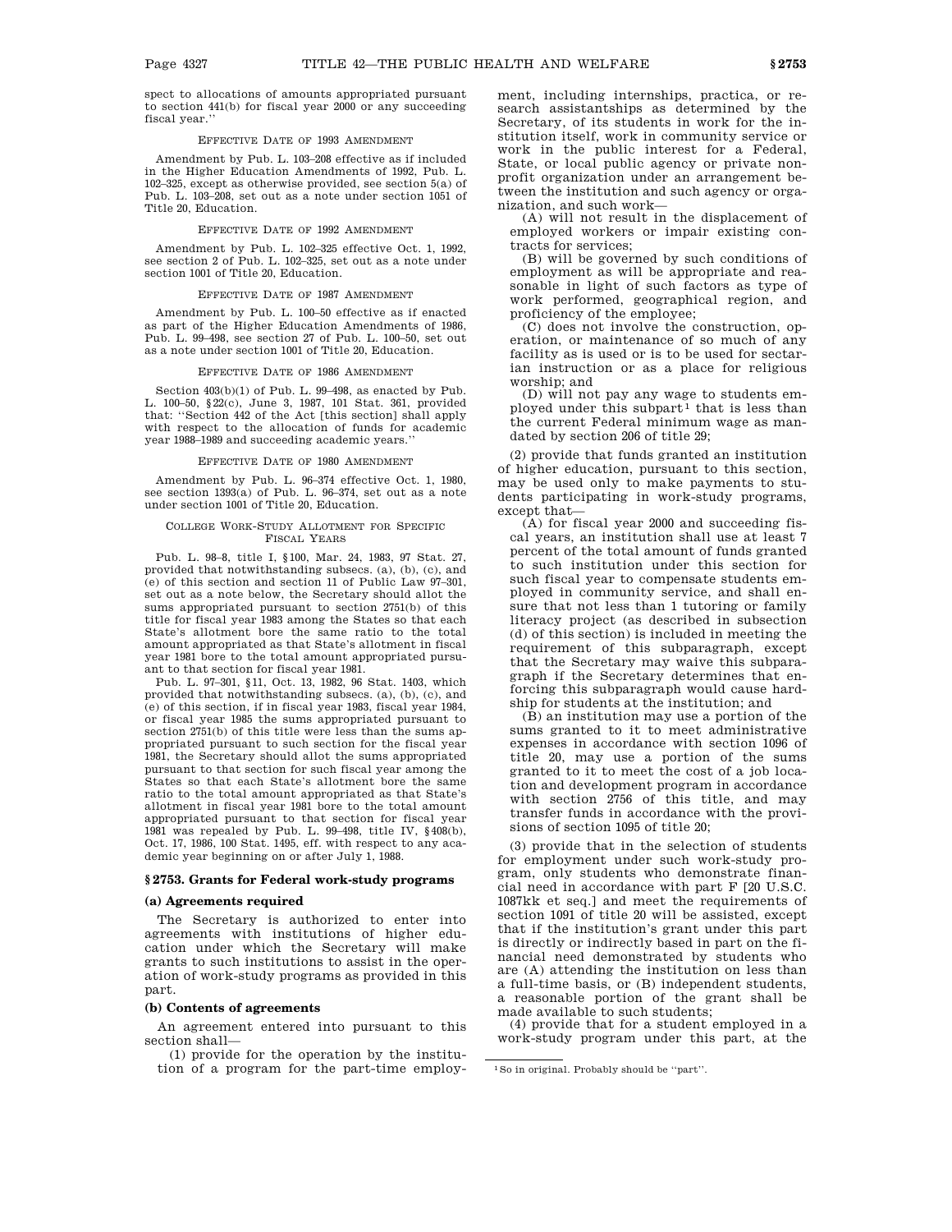spect to allocations of amounts appropriated pursuant to section 441(b) for fiscal year 2000 or any succeeding fiscal year.''

EFFECTIVE DATE OF 1993 AMENDMENT

Amendment by Pub. L. 103–208 effective as if included in the Higher Education Amendments of 1992, Pub. L. 102–325, except as otherwise provided, see section 5(a) of Pub. L. 103–208, set out as a note under section 1051 of Title 20, Education.

EFFECTIVE DATE OF 1992 AMENDMENT

Amendment by Pub. L. 102–325 effective Oct. 1, 1992, see section 2 of Pub. L. 102–325, set out as a note under section 1001 of Title 20, Education.

EFFECTIVE DATE OF 1987 AMENDMENT

Amendment by Pub. L. 100–50 effective as if enacted as part of the Higher Education Amendments of 1986, Pub. L. 99–498, see section 27 of Pub. L. 100–50, set out as a note under section 1001 of Title 20, Education.

EFFECTIVE DATE OF 1986 AMENDMENT

Section 403(b)(1) of Pub. L. 99–498, as enacted by Pub. L. 100–50, §22(c), June 3, 1987, 101 Stat. 361, provided that: ''Section 442 of the Act [this section] shall apply with respect to the allocation of funds for academic year 1988–1989 and succeeding academic years.''

EFFECTIVE DATE OF 1980 AMENDMENT

Amendment by Pub. L. 96–374 effective Oct. 1, 1980, see section 1393(a) of Pub. L. 96–374, set out as a note under section 1001 of Title 20, Education.

COLLEGE WORK-STUDY ALLOTMENT FOR SPECIFIC FISCAL YEARS

Pub. L. 98–8, title I, §100, Mar. 24, 1983, 97 Stat. 27, provided that notwithstanding subsecs. (a), (b), (c), and (e) of this section and section 11 of Public Law 97–301, set out as a note below, the Secretary should allot the sums appropriated pursuant to section 2751(b) of this title for fiscal year 1983 among the States so that each State's allotment bore the same ratio to the total amount appropriated as that State's allotment in fiscal year 1981 bore to the total amount appropriated pursuant to that section for fiscal year 1981.

Pub. L. 97–301, §11, Oct. 13, 1982, 96 Stat. 1403, which provided that notwithstanding subsecs. (a), (b), (c), and (e) of this section, if in fiscal year 1983, fiscal year 1984, or fiscal year 1985 the sums appropriated pursuant to section 2751(b) of this title were less than the sums appropriated pursuant to such section for the fiscal year 1981, the Secretary should allot the sums appropriated pursuant to that section for such fiscal year among the States so that each State's allotment bore the same ratio to the total amount appropriated as that State's allotment in fiscal year 1981 bore to the total amount appropriated pursuant to that section for fiscal year 1981 was repealed by Pub. L. 99–498, title IV, §408(b), Oct. 17, 1986, 100 Stat. 1495, eff. with respect to any academic year beginning on or after July 1, 1988.

## §2753. Grants for Federal work-study programs

### (a) Agreements required

The Secretary is authorized to enter into agreements with institutions of higher education under which the Secretary will make grants to such institutions to assist in the operation of work-study programs as provided in this part.

### (b) Contents of agreements

An agreement entered into pursuant to this section shall—

(1) provide for the operation by the institution of a program for the part-time employment, including internships, practica, or research assistantships as determined by the Secretary, of its students in work for the institution itself, work in community service or work in the public interest for a Federal, State, or local public agency or private nonprofit organization under an arrangement between the institution and such agency or organization, and such work—

(A) will not result in the displacement of employed workers or impair existing contracts for services;

(B) will be governed by such conditions of employment as will be appropriate and reasonable in light of such factors as type of work performed, geographical region, and proficiency of the employee;

(C) does not involve the construction, operation, or maintenance of so much of any facility as is used or is to be used for sectarian instruction or as a place for religious worship; and

(D) will not pay any wage to students employed under this subpart[1] that is less than the current Federal minimum wage as mandated by section 206 of title 29;

(2) provide that funds granted an institution of higher education, pursuant to this section, may be used only to make payments to students participating in work-study programs, except that—

(A) for fiscal year 2000 and succeeding fiscal years, an institution shall use at least 7 percent of the total amount of funds granted to such institution under this section for such fiscal year to compensate students employed in community service, and shall ensure that not less than 1 tutoring or family literacy project (as described in subsection (d) of this section) is included in meeting the requirement of this subparagraph, except that the Secretary may waive this subparagraph if the Secretary determines that enforcing this subparagraph would cause hardship for students at the institution; and

(B) an institution may use a portion of the sums granted to it to meet administrative expenses in accordance with section 1096 of title 20, may use a portion of the sums granted to it to meet the cost of a job location and development program in accordance with section 2756 of this title, and may transfer funds in accordance with the provisions of section 1095 of title 20;

(3) provide that in the selection of students for employment under such work-study program, only students who demonstrate financial need in accordance with part F [20 U.S.C. 1087kk et seq.] and meet the requirements of section 1091 of title 20 will be assisted, except that if the institution's grant under this part is directly or indirectly based in part on the financial need demonstrated by students who are (A) attending the institution on less than a full-time basis, or (B) independent students, a reasonable portion of the grant shall be made available to such students;

(4) provide that for a student employed in a work-study program under this part, at the

[1] So in original. Probably should be ''part''.